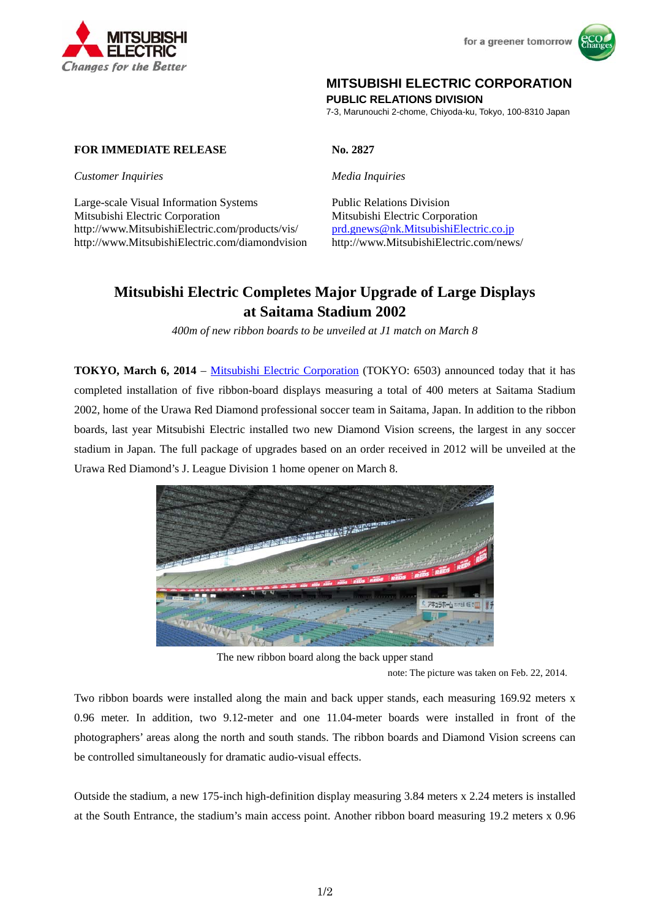MITSUBISHI ELECTRIC
*Changes for the Better*

for a greener tomorrow

**MITSUBISHI ELECTRIC CORPORATION**
**PUBLIC RELATIONS DIVISION**
7-3, Marunouchi 2-chome, Chiyoda-ku, Tokyo, 100-8310 Japan

**FOR IMMEDIATE RELEASE**

**No. 2827**

*Customer Inquiries*

Large-scale Visual Information Systems
Mitsubishi Electric Corporation
http://www.MitsubishiElectric.com/products/vis/
http://www.MitsubishiElectric.com/diamondvision

*Media Inquiries*

Public Relations Division
Mitsubishi Electric Corporation
prd.gnews@nk.MitsubishiElectric.co.jp
http://www.MitsubishiElectric.com/news/

# Mitsubishi Electric Completes Major Upgrade of Large Displays at Saitama Stadium 2002

*400m of new ribbon boards to be unveiled at J1 match on March 8*

**TOKYO, March 6, 2014** – Mitsubishi Electric Corporation (TOKYO: 6503) announced today that it has completed installation of five ribbon-board displays measuring a total of 400 meters at Saitama Stadium 2002, home of the Urawa Red Diamond professional soccer team in Saitama, Japan. In addition to the ribbon boards, last year Mitsubishi Electric installed two new Diamond Vision screens, the largest in any soccer stadium in Japan. The full package of upgrades based on an order received in 2012 will be unveiled at the Urawa Red Diamond's J. League Division 1 home opener on March 8.

The new ribbon board along the back upper stand

note: The picture was taken on Feb. 22, 2014.

Two ribbon boards were installed along the main and back upper stands, each measuring 169.92 meters x 0.96 meter. In addition, two 9.12-meter and one 11.04-meter boards were installed in front of the photographers' areas along the north and south stands. The ribbon boards and Diamond Vision screens can be controlled simultaneously for dramatic audio-visual effects.

Outside the stadium, a new 175-inch high-definition display measuring 3.84 meters x 2.24 meters is installed at the South Entrance, the stadium's main access point. Another ribbon board measuring 19.2 meters x 0.96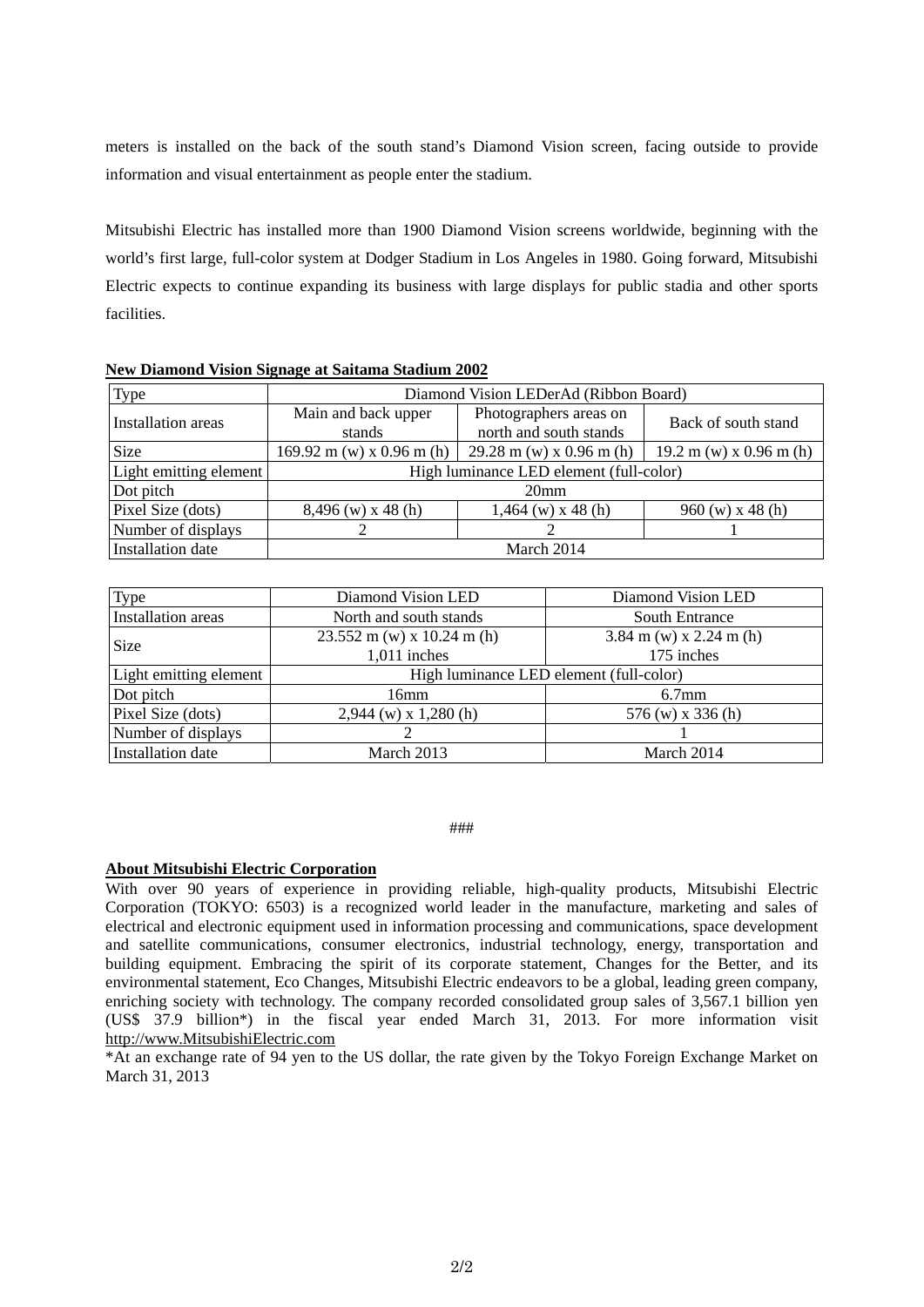meters is installed on the back of the south stand's Diamond Vision screen, facing outside to provide information and visual entertainment as people enter the stadium.

Mitsubishi Electric has installed more than 1900 Diamond Vision screens worldwide, beginning with the world's first large, full-color system at Dodger Stadium in Los Angeles in 1980. Going forward, Mitsubishi Electric expects to continue expanding its business with large displays for public stadia and other sports facilities.

**New Diamond Vision Signage at Saitama Stadium 2002**

| Type | Diamond Vision LEDerAd (Ribbon Board) | | |
|---|---|---|---|
| Installation areas | Main and back upper stands | Photographers areas on north and south stands | Back of south stand |
| Size | 169.92 m (w) x 0.96 m (h) | 29.28 m (w) x 0.96 m (h) | 19.2 m (w) x 0.96 m (h) |
| Light emitting element | High luminance LED element (full-color) | | |
| Dot pitch | 20mm | | |
| Pixel Size (dots) | 8,496 (w) x 48 (h) | 1,464 (w) x 48 (h) | 960 (w) x 48 (h) |
| Number of displays | 2 | 2 | 1 |
| Installation date | March 2014 | | |

| Type | Diamond Vision LED | Diamond Vision LED |
|---|---|---|
| Installation areas | North and south stands | South Entrance |
| Size | 23.552 m (w) x 10.24 m (h)<br>1,011 inches | 3.84 m (w) x 2.24 m (h)<br>175 inches |
| Light emitting element | High luminance LED element (full-color) | |
| Dot pitch | 16mm | 6.7mm |
| Pixel Size (dots) | 2,944 (w) x 1,280 (h) | 576 (w) x 336 (h) |
| Number of displays | 2 | 1 |
| Installation date | March 2013 | March 2014 |

###

**About Mitsubishi Electric Corporation**

With over 90 years of experience in providing reliable, high-quality products, Mitsubishi Electric Corporation (TOKYO: 6503) is a recognized world leader in the manufacture, marketing and sales of electrical and electronic equipment used in information processing and communications, space development and satellite communications, consumer electronics, industrial technology, energy, transportation and building equipment. Embracing the spirit of its corporate statement, Changes for the Better, and its environmental statement, Eco Changes, Mitsubishi Electric endeavors to be a global, leading green company, enriching society with technology. The company recorded consolidated group sales of 3,567.1 billion yen (US$ 37.9 billion*) in the fiscal year ended March 31, 2013. For more information visit http://www.MitsubishiElectric.com

*At an exchange rate of 94 yen to the US dollar, the rate given by the Tokyo Foreign Exchange Market on March 31, 2013